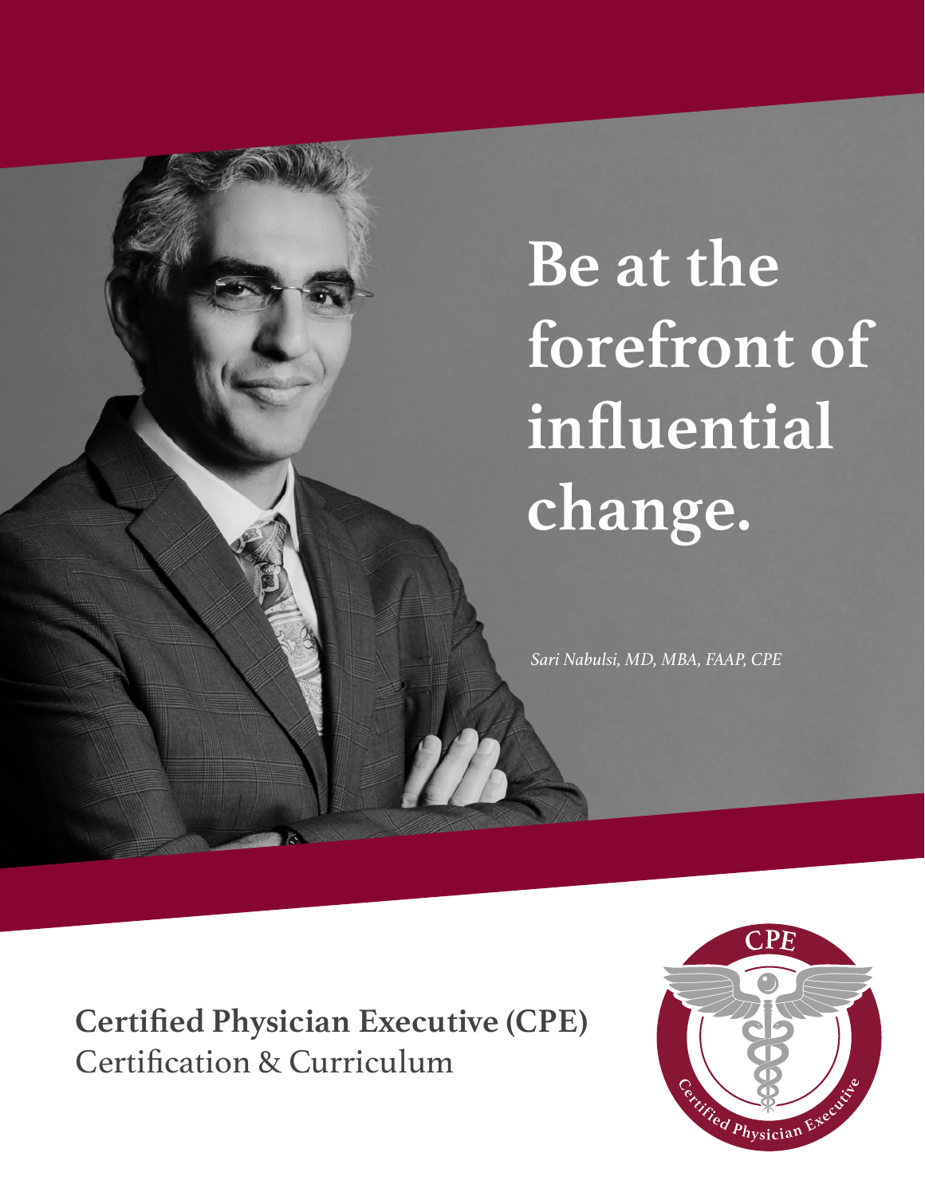# Be at the forefront of influential change.

*Sari Nabulsi, MD, MBA, FAAP, CPE*

**Certified Physician Executive (CPE)**
Certification & Curriculum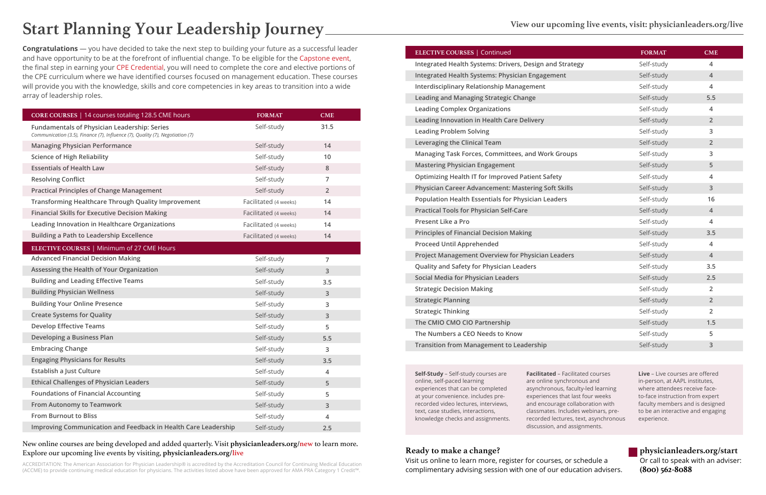# Start Planning Your Leadership Journey

View our upcoming live events, visit: physicianleaders.org/live

**Congratulations** — you have decided to take the next step to building your future as a successful leader and have opportunity to be at the forefront of influential change. To be eligible for the Capstone event, the final step in earning your CPE Credential, you will need to complete the core and elective portions of the CPE curriculum where we have identified courses focused on management education. These courses will provide you with the knowledge, skills and core competencies in key areas to transition into a wide array of leadership roles.

| CORE COURSES \| 14 courses totaling 128.5 CME hours | FORMAT | CME |
|---|---|---|
| Fundamentals of Physician Leadership: Series<br>*Communication (3.5), Finance (7), Influence (7), Quality (7), Negotiation (7)* | Self-study | 31.5 |
| Managing Physician Performance | Self-study | 14 |
| Science of High Reliability | Self-study | 10 |
| Essentials of Health Law | Self-study | 8 |
| Resolving Conflict | Self-study | 7 |
| Practical Principles of Change Management | Self-study | 2 |
| Transforming Healthcare Through Quality Improvement | Facilitated (4 weeks) | 14 |
| Financial Skills for Executive Decision Making | Facilitated (4 weeks) | 14 |
| Leading Innovation in Healthcare Organizations | Facilitated (4 weeks) | 14 |
| Building a Path to Leadership Excellence | Facilitated (4 weeks) | 14 |
| **ELECTIVE COURSES \| Minimum of 27 CME Hours** | | |
| Advanced Financial Decision Making | Self-study | 7 |
| Assessing the Health of Your Organization | Self-study | 3 |
| Building and Leading Effective Teams | Self-study | 3.5 |
| Building Physician Wellness | Self-study | 3 |
| Building Your Online Presence | Self-study | 3 |
| Create Systems for Quality | Self-study | 3 |
| Develop Effective Teams | Self-study | 5 |
| Developing a Business Plan | Self-study | 5.5 |
| Embracing Change | Self-study | 3 |
| Engaging Physicians for Results | Self-study | 3.5 |
| Establish a Just Culture | Self-study | 4 |
| Ethical Challenges of Physician Leaders | Self-study | 5 |
| Foundations of Financial Accounting | Self-study | 5 |
| From Autonomy to Teamwork | Self-study | 3 |
| From Burnout to Bliss | Self-study | 4 |
| Improving Communication and Feedback in Health Care Leadership | Self-study | 2.5 |

New online courses are being developed and added quarterly. Visit **physicianleaders.org/new** to learn more. Explore our upcoming live events by visiting, **physicianleaders.org/live**

ACCREDITATION: The American Association for Physician Leadership® is accredited by the Accreditation Council for Continuing Medical Education (ACCME) to provide continuing medical education for physicians. The activities listed above have been approved for AMA PRA Category 1 Credit™.

| ELECTIVE COURSES \| Continued | FORMAT | CME |
|---|---|---|
| Integrated Health Systems: Drivers, Design and Strategy | Self-study | 4 |
| Integrated Health Systems: Physician Engagement | Self-study | 4 |
| Interdisciplinary Relationship Management | Self-study | 4 |
| Leading and Managing Strategic Change | Self-study | 5.5 |
| Leading Complex Organizations | Self-study | 4 |
| Leading Innovation in Health Care Delivery | Self-study | 2 |
| Leading Problem Solving | Self-study | 3 |
| Leveraging the Clinical Team | Self-study | 2 |
| Managing Task Forces, Committees, and Work Groups | Self-study | 3 |
| Mastering Physician Engagement | Self-study | 5 |
| Optimizing Health IT for Improved Patient Safety | Self-study | 4 |
| Physician Career Advancement: Mastering Soft Skills | Self-study | 3 |
| Population Health Essentials for Physician Leaders | Self-study | 16 |
| Practical Tools for Physician Self-Care | Self-study | 4 |
| Present Like a Pro | Self-study | 4 |
| Principles of Financial Decision Making | Self-study | 3.5 |
| Proceed Until Apprehended | Self-study | 4 |
| Project Management Overview for Physician Leaders | Self-study | 4 |
| Quality and Safety for Physician Leaders | Self-study | 3.5 |
| Social Media for Physician Leaders | Self-study | 2.5 |
| Strategic Decision Making | Self-study | 2 |
| Strategic Planning | Self-study | 2 |
| Strategic Thinking | Self-study | 2 |
| The CMIO CMO CIO Partnership | Self-study | 1.5 |
| The Numbers a CEO Needs to Know | Self-study | 5 |
| Transition from Management to Leadership | Self-study | 3 |

**Self-Study** – Self-study courses are online, self-paced learning experiences that can be completed at your convenience. includes pre-recorded video lectures, interviews, text, case studies, interactions, knowledge checks and assignments.

**Facilitated** – Facilitated courses are online synchronous and asynchronous, faculty-led learning experiences that last four weeks and encourage collaboration with classmates. Includes webinars, pre-recorded lectures, text, asynchronous discussion, and assignments.

**Live** – Live courses are offered in-person, at AAPL institutes, where attendees receive face-to-face instruction from expert faculty members and is designed to be an interactive and engaging experience.

### Ready to make a change?

Visit us online to learn more, register for courses, or schedule a complimentary advising session with one of our education advisers.

**physicianleaders.org/start**
Or call to speak with an adviser:
**(800) 562-8088**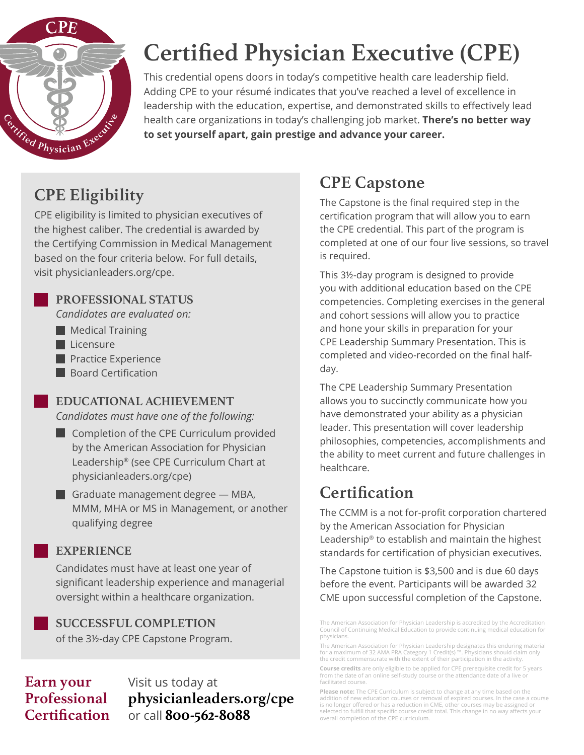# Certified Physician Executive (CPE)

This credential opens doors in today's competitive health care leadership field. Adding CPE to your résumé indicates that you've reached a level of excellence in leadership with the education, expertise, and demonstrated skills to effectively lead health care organizations in today's challenging job market. **There's no better way to set yourself apart, gain prestige and advance your career.**

## CPE Eligibility

CPE eligibility is limited to physician executives of the highest caliber. The credential is awarded by the Certifying Commission in Medical Management based on the four criteria below. For full details, visit physicianleaders.org/cpe.

### PROFESSIONAL STATUS

*Candidates are evaluated on:*

- Medical Training
- Licensure
- Practice Experience
- Board Certification

### EDUCATIONAL ACHIEVEMENT

*Candidates must have one of the following:*

- Completion of the CPE Curriculum provided by the American Association for Physician Leadership® (see CPE Curriculum Chart at physicianleaders.org/cpe)
- Graduate management degree — MBA, MMM, MHA or MS in Management, or another qualifying degree

### EXPERIENCE

Candidates must have at least one year of significant leadership experience and managerial oversight within a healthcare organization.

### SUCCESSFUL COMPLETION

of the 3½-day CPE Capstone Program.

**Earn your Professional Certification**

Visit us today at **physicianleaders.org/cpe** or call **800-562-8088**

## CPE Capstone

The Capstone is the final required step in the certification program that will allow you to earn the CPE credential. This part of the program is completed at one of our four live sessions, so travel is required.

This 3½-day program is designed to provide you with additional education based on the CPE competencies. Completing exercises in the general and cohort sessions will allow you to practice and hone your skills in preparation for your CPE Leadership Summary Presentation. This is completed and video-recorded on the final half-day.

The CPE Leadership Summary Presentation allows you to succinctly communicate how you have demonstrated your ability as a physician leader. This presentation will cover leadership philosophies, competencies, accomplishments and the ability to meet current and future challenges in healthcare.

## Certification

The CCMM is a not for-profit corporation chartered by the American Association for Physician Leadership® to establish and maintain the highest standards for certification of physician executives.

The Capstone tuition is $3,500 and is due 60 days before the event. Participants will be awarded 32 CME upon successful completion of the Capstone.

The American Association for Physician Leadership is accredited by the Accreditation Council of Continuing Medical Education to provide continuing medical education for physicians.

The American Association for Physician Leadership designates this enduring material for a maximum of 32 AMA PRA Category 1 Credit(s) ™. Physicians should claim only the credit commensurate with the extent of their participation in the activity.

**Course credits** are only eligible to be applied for CPE prerequisite credit for 5 years from the date of an online self-study course or the attendance date of a live or facilitated course.

**Please note:** The CPE Curriculum is subject to change at any time based on the addition of new education courses or removal of expired courses. In the case a course is no longer offered or has a reduction in CME, other courses may be assigned or selected to fulfill that specific course credit total. This change in no way affects your overall completion of the CPE curriculum.